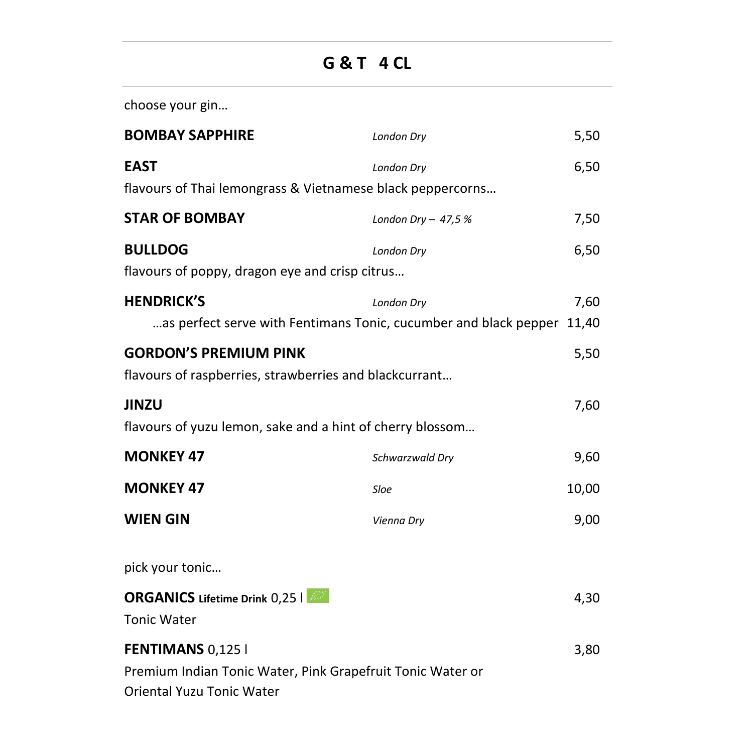# G & T 4 CL

choose your gin…

| | | |
|---|---|---|
| **BOMBAY SAPPHIRE** | *London Dry* | 5,50 |
| **EAST** | *London Dry* | 6,50 |
| flavours of Thai lemongrass & Vietnamese black peppercorns… | | |
| **STAR OF BOMBAY** | *London Dry – 47,5 %* | 7,50 |
| **BULLDOG** | *London Dry* | 6,50 |
| flavours of poppy, dragon eye and crisp citrus… | | |
| **HENDRICK'S** | *London Dry* | 7,60 |
| …as perfect serve with Fentimans Tonic, cucumber and black pepper | | 11,40 |
| **GORDON'S PREMIUM PINK** | | 5,50 |
| flavours of raspberries, strawberries and blackcurrant… | | |
| **JINZU** | | 7,60 |
| flavours of yuzu lemon, sake and a hint of cherry blossom… | | |
| **MONKEY 47** | *Schwarzwald Dry* | 9,60 |
| **MONKEY 47** | *Sloe* | 10,00 |
| **WIEN GIN** | *Vienna Dry* | 9,00 |

pick your tonic…

| | |
|---|---|
| **ORGANICS** **Lifetime Drink** 0,25 l | 4,30 |
| Tonic Water | |
| **FENTIMANS** 0,125 l | 3,80 |
| Premium Indian Tonic Water, Pink Grapefruit Tonic Water or Oriental Yuzu Tonic Water | |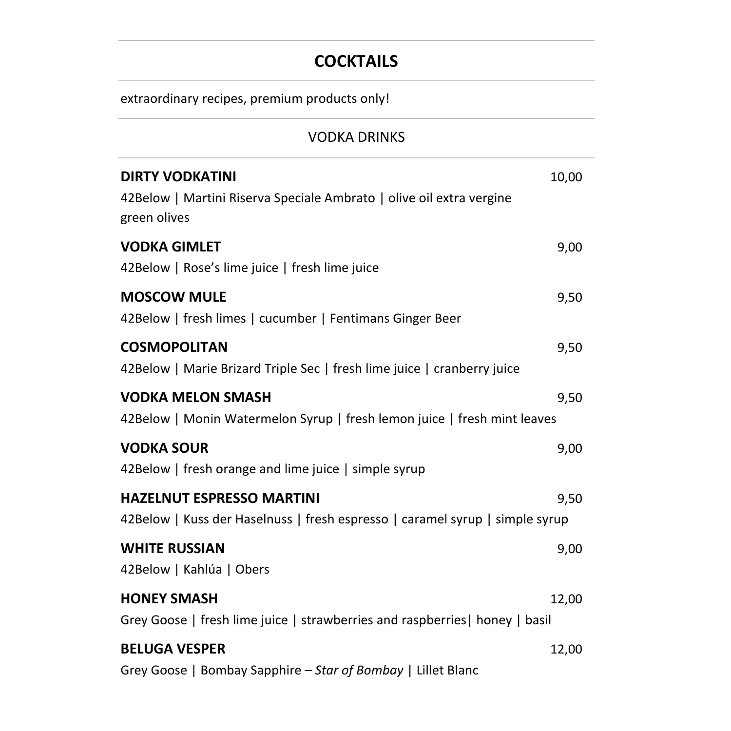# COCKTAILS

extraordinary recipes, premium products only!

## VODKA DRINKS

**DIRTY VODKATINI** 10,00
42Below | Martini Riserva Speciale Ambrato | olive oil extra vergine
green olives

**VODKA GIMLET** 9,00
42Below | Rose's lime juice | fresh lime juice

**MOSCOW MULE** 9,50
42Below | fresh limes | cucumber | Fentimans Ginger Beer

**COSMOPOLITAN** 9,50
42Below | Marie Brizard Triple Sec | fresh lime juice | cranberry juice

**VODKA MELON SMASH** 9,50
42Below | Monin Watermelon Syrup | fresh lemon juice | fresh mint leaves

**VODKA SOUR** 9,00
42Below | fresh orange and lime juice | simple syrup

**HAZELNUT ESPRESSO MARTINI** 9,50
42Below | Kuss der Haselnuss | fresh espresso | caramel syrup | simple syrup

**WHITE RUSSIAN** 9,00
42Below | Kahlúa | Obers

**HONEY SMASH** 12,00
Grey Goose | fresh lime juice | strawberries and raspberries| honey | basil

**BELUGA VESPER** 12,00
Grey Goose | Bombay Sapphire – *Star of Bombay* | Lillet Blanc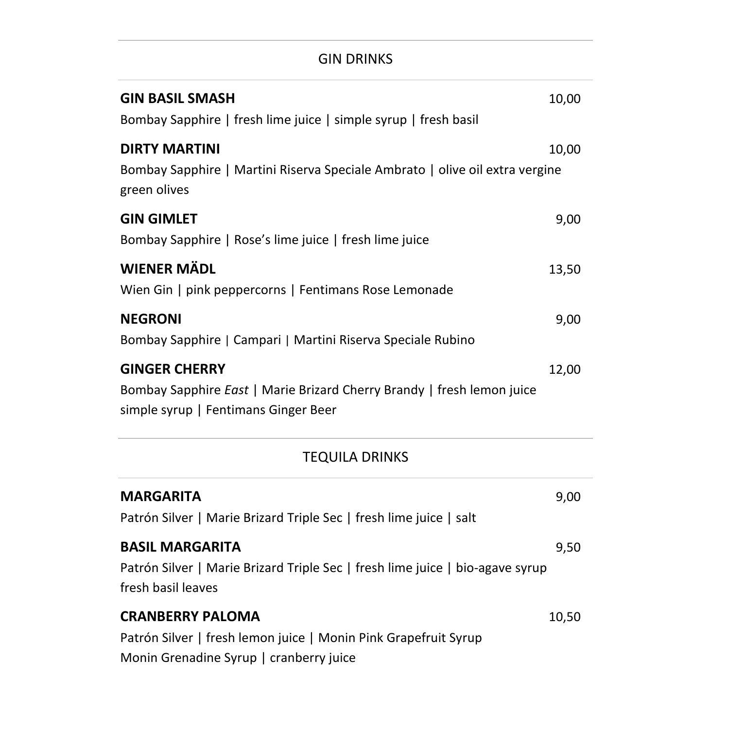## GIN DRINKS

**GIN BASIL SMASH** 10,00

Bombay Sapphire | fresh lime juice | simple syrup | fresh basil

**DIRTY MARTINI** 10,00

Bombay Sapphire | Martini Riserva Speciale Ambrato | olive oil extra vergine
green olives

**GIN GIMLET** 9,00

Bombay Sapphire | Rose's lime juice | fresh lime juice

**WIENER MÄDL** 13,50

Wien Gin | pink peppercorns | Fentimans Rose Lemonade

**NEGRONI** 9,00

Bombay Sapphire | Campari | Martini Riserva Speciale Rubino

**GINGER CHERRY** 12,00

Bombay Sapphire *East* | Marie Brizard Cherry Brandy | fresh lemon juice
simple syrup | Fentimans Ginger Beer

## TEQUILA DRINKS

**MARGARITA** 9,00

Patrón Silver | Marie Brizard Triple Sec | fresh lime juice | salt

**BASIL MARGARITA** 9,50

Patrón Silver | Marie Brizard Triple Sec | fresh lime juice | bio-agave syrup
fresh basil leaves

**CRANBERRY PALOMA** 10,50

Patrón Silver | fresh lemon juice | Monin Pink Grapefruit Syrup
Monin Grenadine Syrup | cranberry juice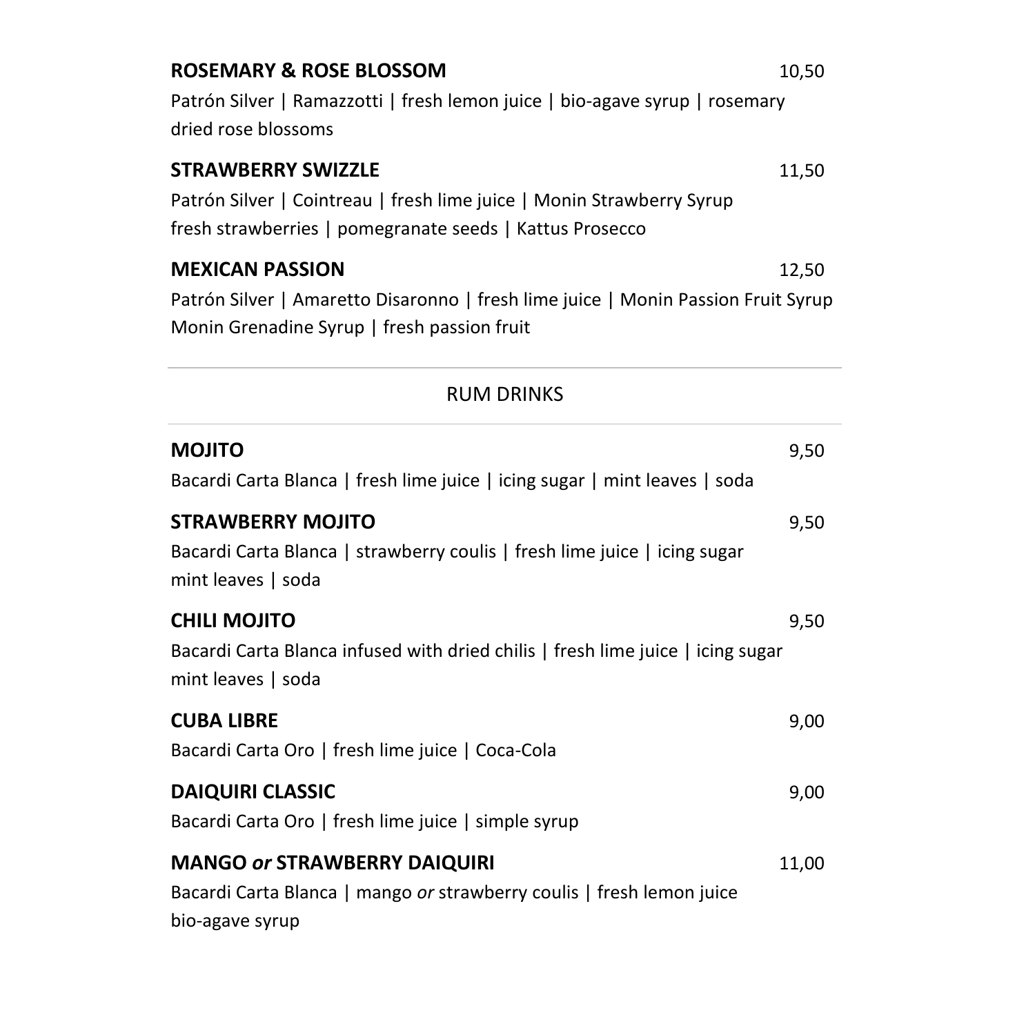**ROSEMARY & ROSE BLOSSOM** 10,50

Patrón Silver | Ramazzotti | fresh lemon juice | bio-agave syrup | rosemary
dried rose blossoms

**STRAWBERRY SWIZZLE** 11,50

Patrón Silver | Cointreau | fresh lime juice | Monin Strawberry Syrup
fresh strawberries | pomegranate seeds | Kattus Prosecco

**MEXICAN PASSION** 12,50

Patrón Silver | Amaretto Disaronno | fresh lime juice | Monin Passion Fruit Syrup
Monin Grenadine Syrup | fresh passion fruit

---

## RUM DRINKS

---

**MOJITO** 9,50

Bacardi Carta Blanca | fresh lime juice | icing sugar | mint leaves | soda

**STRAWBERRY MOJITO** 9,50

Bacardi Carta Blanca | strawberry coulis | fresh lime juice | icing sugar
mint leaves | soda

**CHILI MOJITO** 9,50

Bacardi Carta Blanca infused with dried chilis | fresh lime juice | icing sugar
mint leaves | soda

**CUBA LIBRE** 9,00

Bacardi Carta Oro | fresh lime juice | Coca-Cola

**DAIQUIRI CLASSIC** 9,00

Bacardi Carta Oro | fresh lime juice | simple syrup

**MANGO *or* STRAWBERRY DAIQUIRI** 11,00

Bacardi Carta Blanca | mango *or* strawberry coulis | fresh lemon juice
bio-agave syrup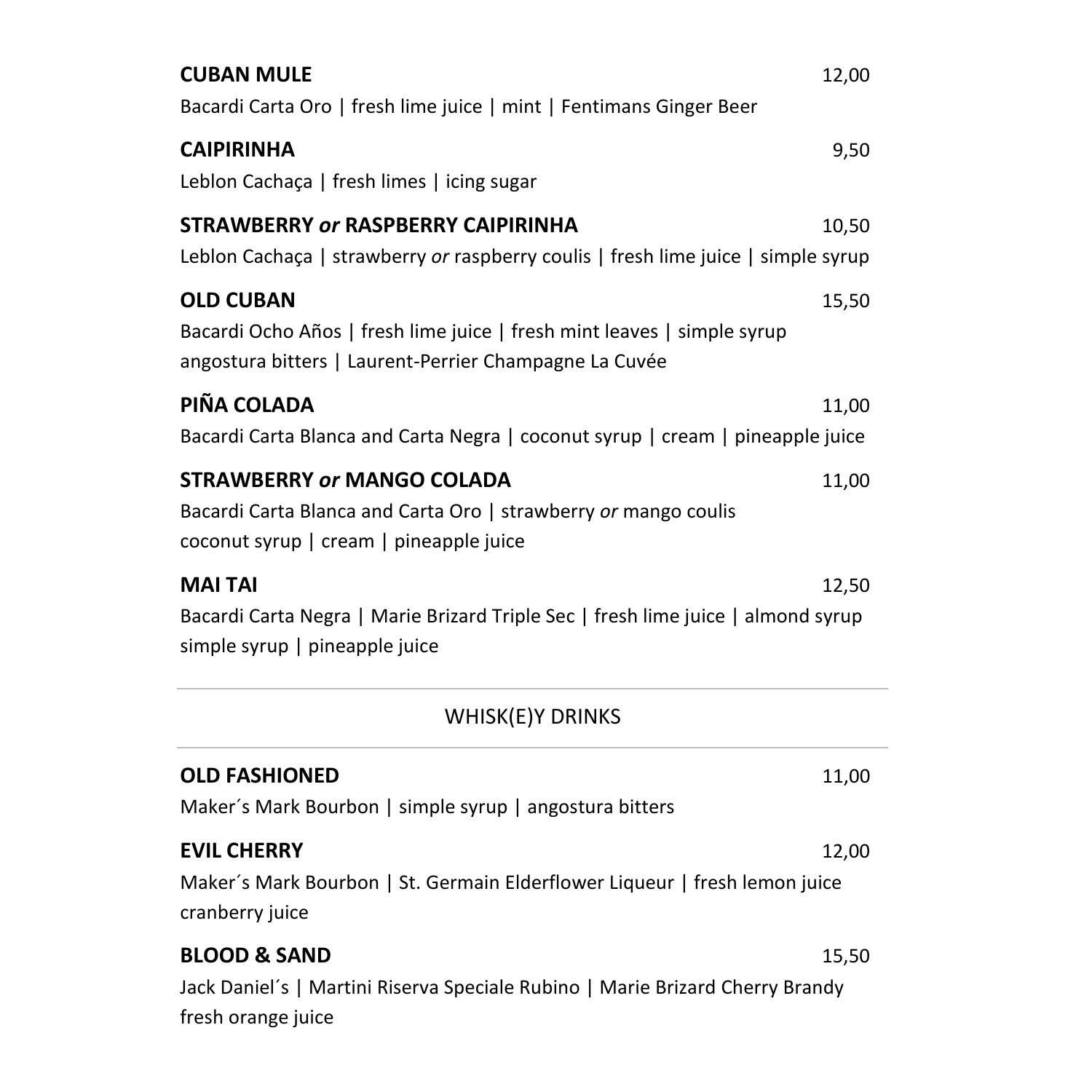**CUBAN MULE** 12,00
Bacardi Carta Oro | fresh lime juice | mint | Fentimans Ginger Beer

**CAIPIRINHA** 9,50
Leblon Cachaça | fresh limes | icing sugar

**STRAWBERRY *or* RASPBERRY CAIPIRINHA** 10,50
Leblon Cachaça | strawberry *or* raspberry coulis | fresh lime juice | simple syrup

**OLD CUBAN** 15,50
Bacardi Ocho Años | fresh lime juice | fresh mint leaves | simple syrup
angostura bitters | Laurent-Perrier Champagne La Cuvée

**PIÑA COLADA** 11,00
Bacardi Carta Blanca and Carta Negra | coconut syrup | cream | pineapple juice

**STRAWBERRY *or* MANGO COLADA** 11,00
Bacardi Carta Blanca and Carta Oro | strawberry *or* mango coulis
coconut syrup | cream | pineapple juice

**MAI TAI** 12,50
Bacardi Carta Negra | Marie Brizard Triple Sec | fresh lime juice | almond syrup
simple syrup | pineapple juice

## WHISK(E)Y DRINKS

**OLD FASHIONED** 11,00
Maker´s Mark Bourbon | simple syrup | angostura bitters

**EVIL CHERRY** 12,00
Maker´s Mark Bourbon | St. Germain Elderflower Liqueur | fresh lemon juice
cranberry juice

**BLOOD & SAND** 15,50
Jack Daniel´s | Martini Riserva Speciale Rubino | Marie Brizard Cherry Brandy
fresh orange juice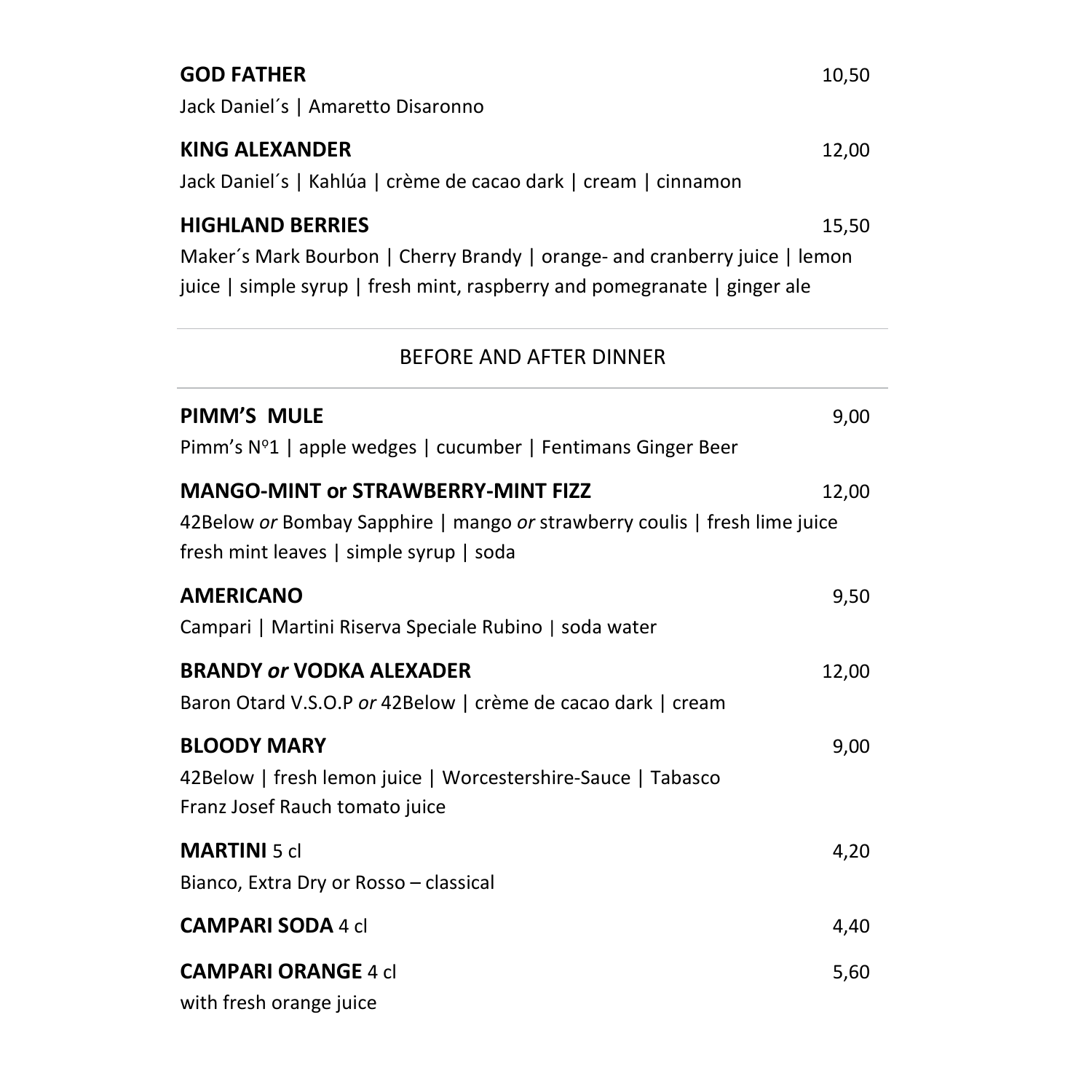**GOD FATHER** 10,50

Jack Daniel´s | Amaretto Disaronno

**KING ALEXANDER** 12,00

Jack Daniel´s | Kahlúa | crème de cacao dark | cream | cinnamon

**HIGHLAND BERRIES** 15,50

Maker´s Mark Bourbon | Cherry Brandy | orange- and cranberry juice | lemon juice | simple syrup | fresh mint, raspberry and pomegranate | ginger ale

---

## BEFORE AND AFTER DINNER

---

**PIMM'S MULE** 9,00

Pimm's Nº1 | apple wedges | cucumber | Fentimans Ginger Beer

**MANGO-MINT or STRAWBERRY-MINT FIZZ** 12,00

42Below *or* Bombay Sapphire | mango *or* strawberry coulis | fresh lime juice fresh mint leaves | simple syrup | soda

**AMERICANO** 9,50

Campari | Martini Riserva Speciale Rubino | soda water

**BRANDY *or* VODKA ALEXADER** 12,00

Baron Otard V.S.O.P *or* 42Below | crème de cacao dark | cream

**BLOODY MARY** 9,00

42Below | fresh lemon juice | Worcestershire-Sauce | Tabasco
Franz Josef Rauch tomato juice

**MARTINI** 5 cl 4,20

Bianco, Extra Dry or Rosso – classical

**CAMPARI SODA** 4 cl 4,40

**CAMPARI ORANGE** 4 cl 5,60

with fresh orange juice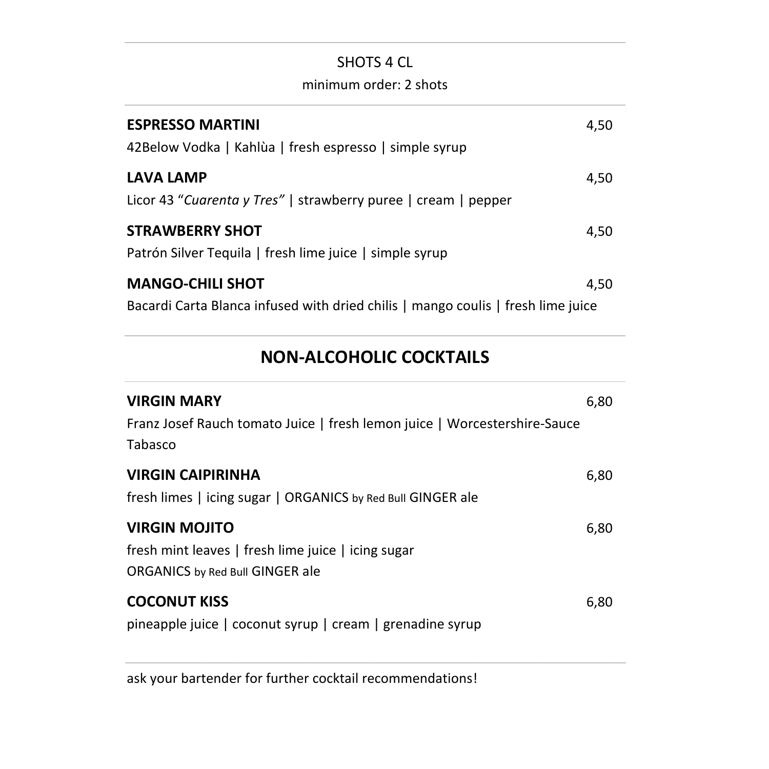SHOTS 4 CL

minimum order: 2 shots

**ESPRESSO MARTINI** 4,50

42Below Vodka | Kahlùa | fresh espresso | simple syrup

**LAVA LAMP** 4,50

Licor 43 "*Cuarenta y Tres"* | strawberry puree | cream | pepper

**STRAWBERRY SHOT** 4,50

Patrón Silver Tequila | fresh lime juice | simple syrup

**MANGO-CHILI SHOT** 4,50

Bacardi Carta Blanca infused with dried chilis | mango coulis | fresh lime juice

## NON-ALCOHOLIC COCKTAILS

**VIRGIN MARY** 6,80

Franz Josef Rauch tomato Juice | fresh lemon juice | Worcestershire-Sauce
Tabasco

**VIRGIN CAIPIRINHA** 6,80

fresh limes | icing sugar | ORGANICS by Red Bull GINGER ale

**VIRGIN MOJITO** 6,80

fresh mint leaves | fresh lime juice | icing sugar
ORGANICS by Red Bull GINGER ale

**COCONUT KISS** 6,80

pineapple juice | coconut syrup | cream | grenadine syrup

ask your bartender for further cocktail recommendations!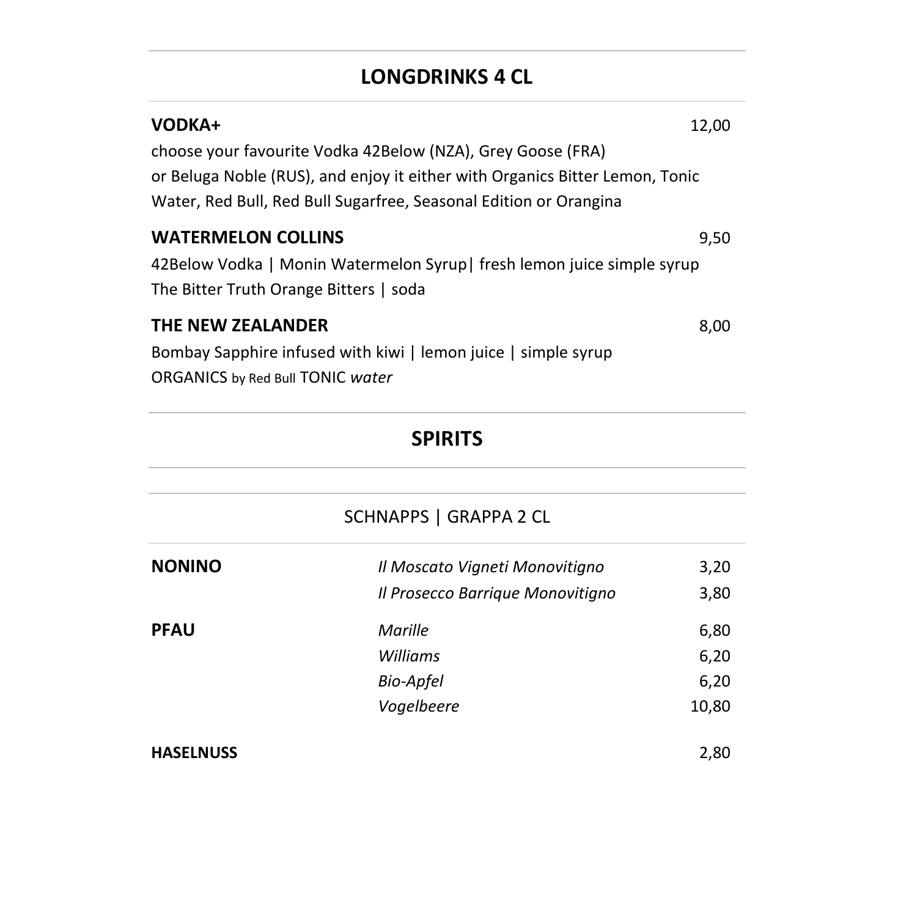## LONGDRINKS 4 CL

**VODKA+** 12,00

choose your favourite Vodka 42Below (NZA), Grey Goose (FRA) or Beluga Noble (RUS), and enjoy it either with Organics Bitter Lemon, Tonic Water, Red Bull, Red Bull Sugarfree, Seasonal Edition or Orangina

**WATERMELON COLLINS** 9,50

42Below Vodka | Monin Watermelon Syrup| fresh lemon juice simple syrup The Bitter Truth Orange Bitters | soda

**THE NEW ZEALANDER** 8,00

Bombay Sapphire infused with kiwi | lemon juice | simple syrup ORGANICS by Red Bull TONIC *water*

## SPIRITS

### SCHNAPPS | GRAPPA 2 CL

| | | |
|---|---|---|
| **NONINO** | *Il Moscato Vigneti Monovitigno* | 3,20 |
| | *Il Prosecco Barrique Monovitigno* | 3,80 |
| **PFAU** | *Marille* | 6,80 |
| | *Williams* | 6,20 |
| | *Bio-Apfel* | 6,20 |
| | *Vogelbeere* | 10,80 |
| **HASELNUSS** | | 2,80 |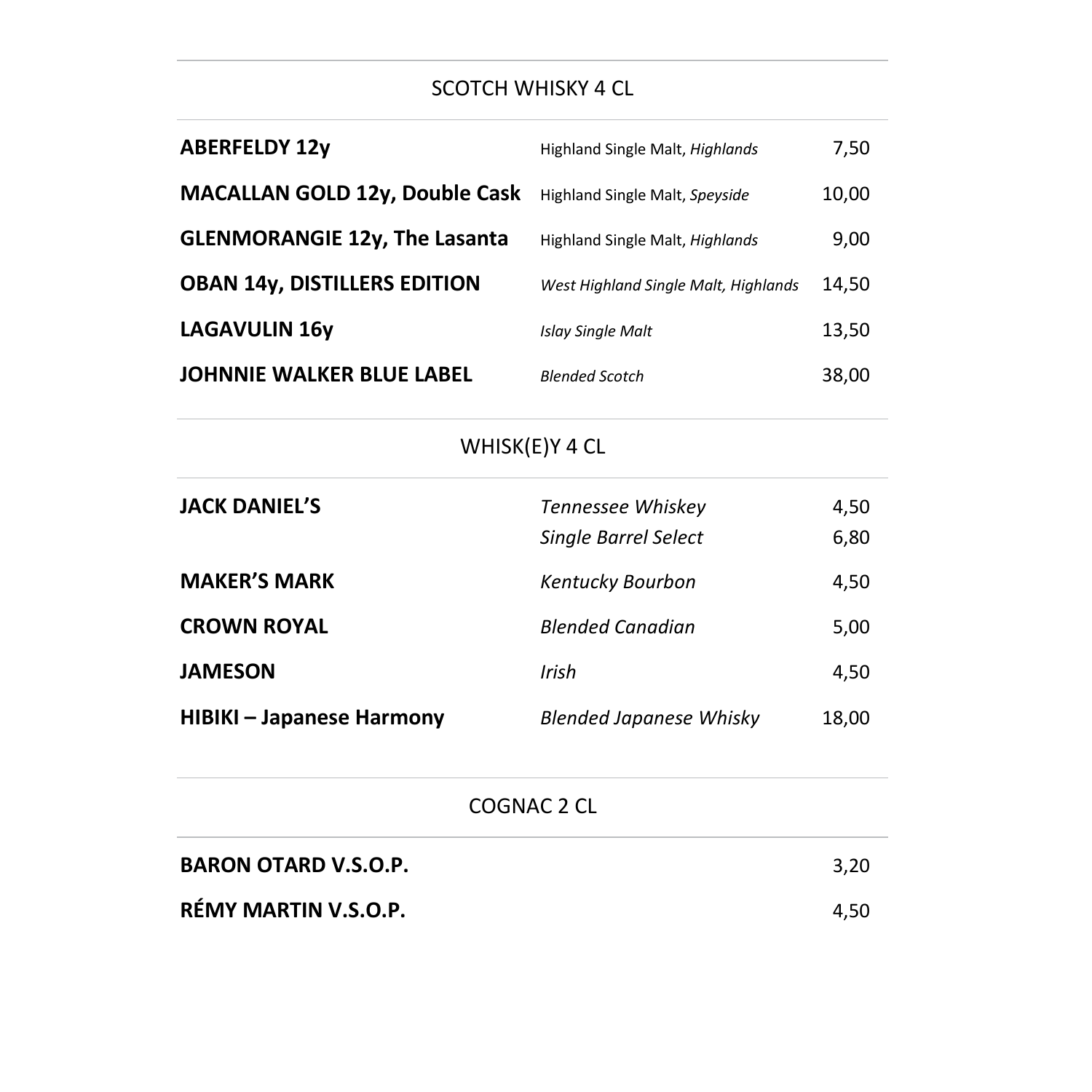## SCOTCH WHISKY 4 CL

| | | |
|---|---|---|
| **ABERFELDY 12y** | Highland Single Malt, *Highlands* | 7,50 |
| **MACALLAN GOLD 12y, Double Cask** | Highland Single Malt, *Speyside* | 10,00 |
| **GLENMORANGIE 12y, The Lasanta** | Highland Single Malt, *Highlands* | 9,00 |
| **OBAN 14y, DISTILLERS EDITION** | *West Highland Single Malt, Highlands* | 14,50 |
| **LAGAVULIN 16y** | *Islay Single Malt* | 13,50 |
| **JOHNNIE WALKER BLUE LABEL** | *Blended Scotch* | 38,00 |

## WHISK(E)Y 4 CL

| | | |
|---|---|---|
| **JACK DANIEL'S** | *Tennessee Whiskey* | 4,50 |
| | *Single Barrel Select* | 6,80 |
| **MAKER'S MARK** | *Kentucky Bourbon* | 4,50 |
| **CROWN ROYAL** | *Blended Canadian* | 5,00 |
| **JAMESON** | *Irish* | 4,50 |
| **HIBIKI – Japanese Harmony** | *Blended Japanese Whisky* | 18,00 |

## COGNAC 2 CL

| | |
|---|---|
| **BARON OTARD V.S.O.P.** | 3,20 |
| **RÉMY MARTIN V.S.O.P.** | 4,50 |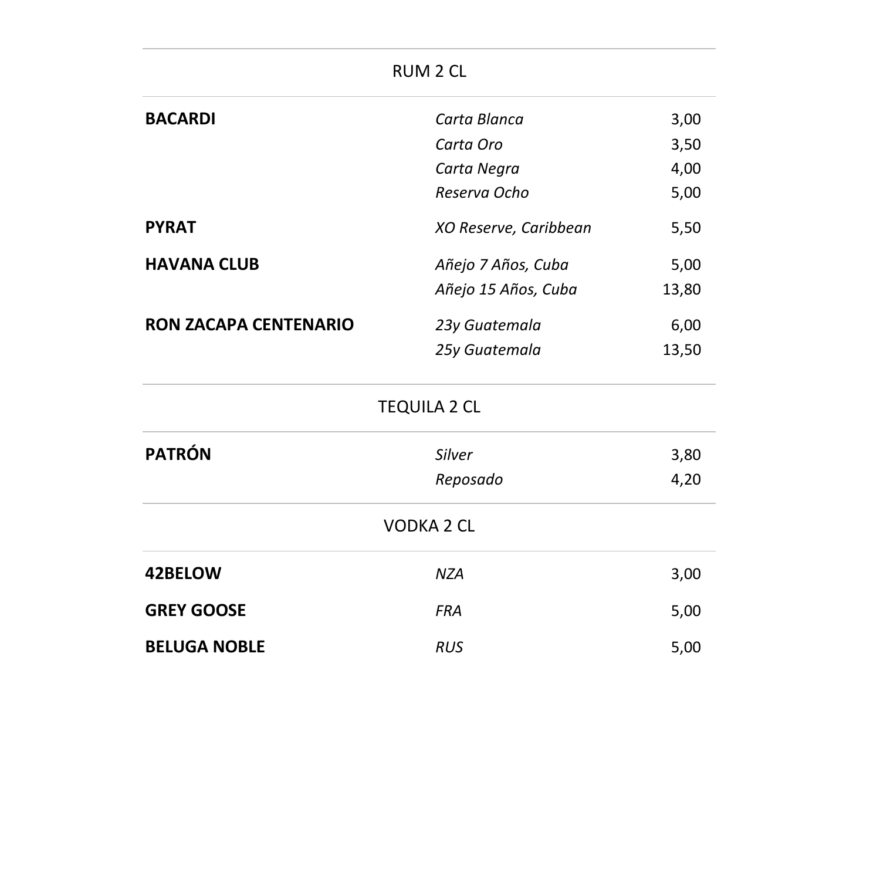## RUM 2 CL

| | | |
|---|---|---|
| **BACARDI** | *Carta Blanca* | 3,00 |
| | *Carta Oro* | 3,50 |
| | *Carta Negra* | 4,00 |
| | *Reserva Ocho* | 5,00 |
| **PYRAT** | *XO Reserve, Caribbean* | 5,50 |
| **HAVANA CLUB** | *Añejo 7 Años, Cuba* | 5,00 |
| | *Añejo 15 Años, Cuba* | 13,80 |
| **RON ZACAPA CENTENARIO** | *23y Guatemala* | 6,00 |
| | *25y Guatemala* | 13,50 |

## TEQUILA 2 CL

| | | |
|---|---|---|
| **PATRÓN** | *Silver* | 3,80 |
| | *Reposado* | 4,20 |

## VODKA 2 CL

| | | |
|---|---|---|
| **42BELOW** | *NZA* | 3,00 |
| **GREY GOOSE** | *FRA* | 5,00 |
| **BELUGA NOBLE** | *RUS* | 5,00 |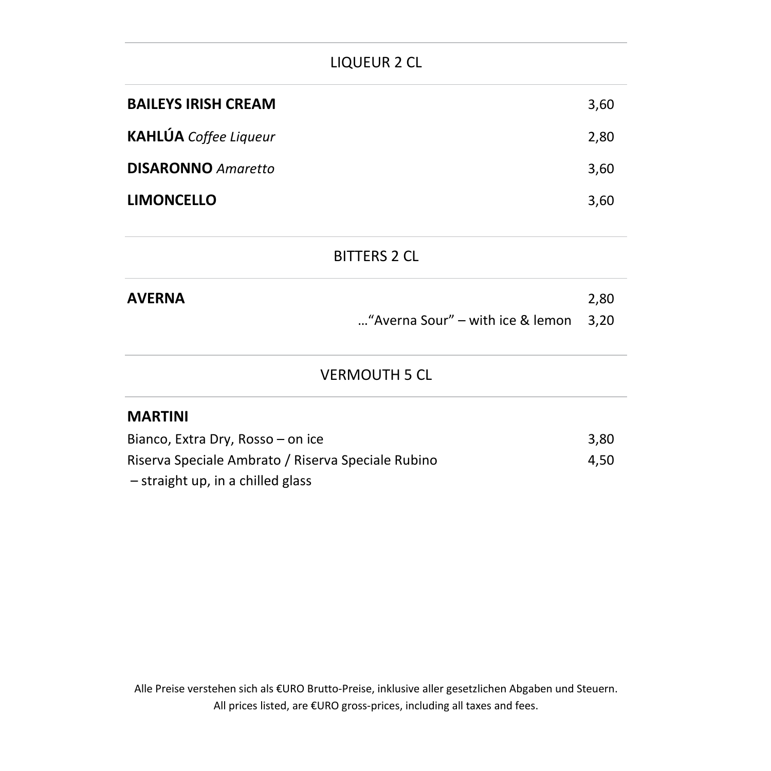## LIQUEUR 2 CL

| | |
|---|---|
| **BAILEYS IRISH CREAM** | 3,60 |
| **KAHLÚA** *Coffee Liqueur* | 2,80 |
| **DISARONNO** *Amaretto* | 3,60 |
| **LIMONCELLO** | 3,60 |

## BITTERS 2 CL

| | |
|---|---|
| **AVERNA** | 2,80 |
| …"Averna Sour" – with ice & lemon | 3,20 |

## VERMOUTH 5 CL

**MARTINI**

| | |
|---|---|
| Bianco, Extra Dry, Rosso – on ice | 3,80 |
| Riserva Speciale Ambrato / Riserva Speciale Rubino – straight up, in a chilled glass | 4,50 |

Alle Preise verstehen sich als €URO Brutto-Preise, inklusive aller gesetzlichen Abgaben und Steuern.
All prices listed, are €URO gross-prices, including all taxes and fees.